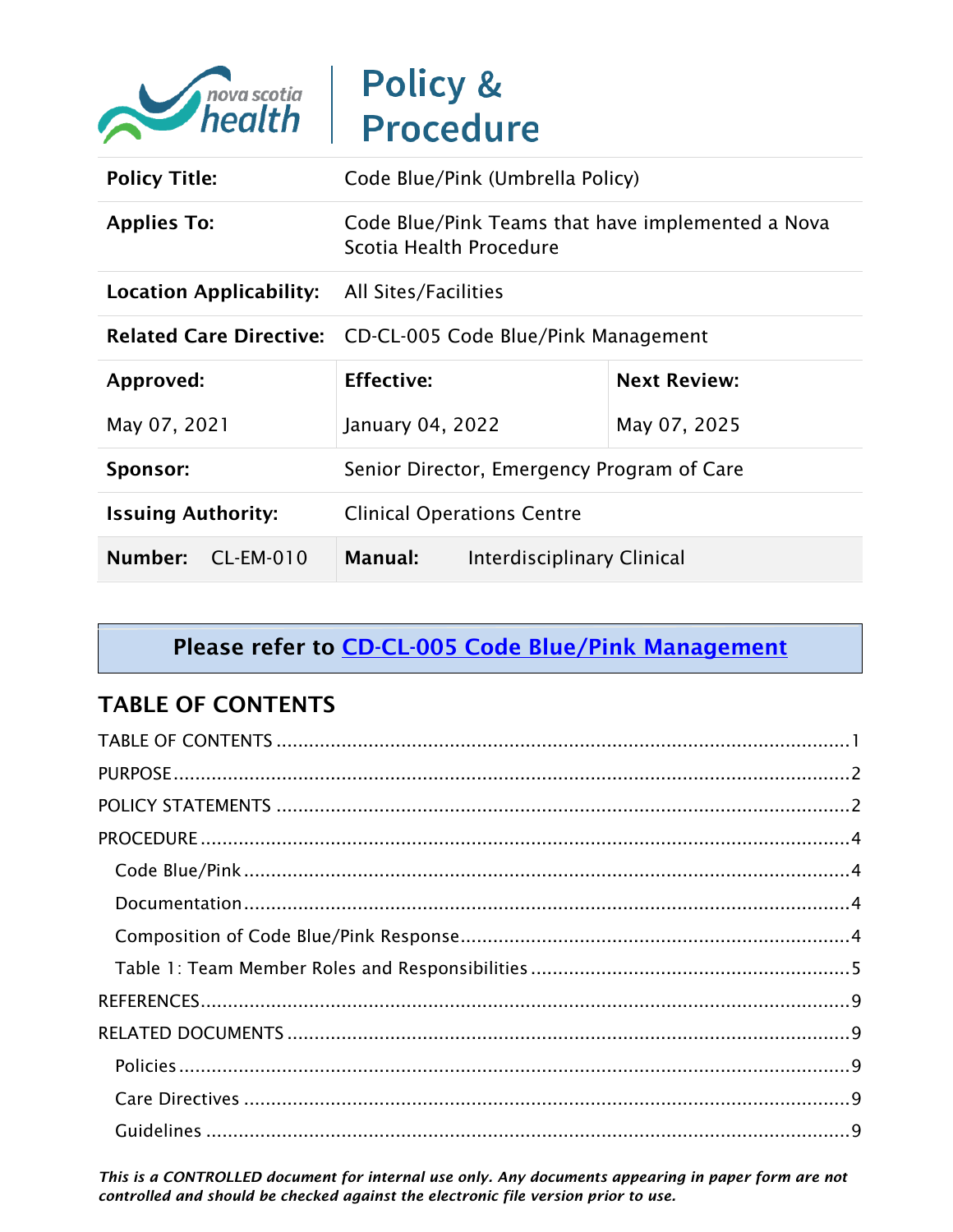# Policy & Procedure

| | | |
|---|---|---|
| **Policy Title:** | Code Blue/Pink (Umbrella Policy) | |
| **Applies To:** | Code Blue/Pink Teams that have implemented a Nova Scotia Health Procedure | |
| **Location Applicability:** | All Sites/Facilities | |
| **Related Care Directive:** | CD-CL-005 Code Blue/Pink Management | |
| **Approved:** | **Effective:** | **Next Review:** |
| May 07, 2021 | January 04, 2022 | May 07, 2025 |
| **Sponsor:** | Senior Director, Emergency Program of Care | |
| **Issuing Authority:** | Clinical Operations Centre | |
| **Number:** CL-EM-010 | **Manual:** Interdisciplinary Clinical | |

**Please refer to CD-CL-005 Code Blue/Pink Management**

## TABLE OF CONTENTS

TABLE OF CONTENTS ..... 1
PURPOSE ..... 2
POLICY STATEMENTS ..... 2
PROCEDURE ..... 4
- Code Blue/Pink ..... 4
- Documentation ..... 4
- Composition of Code Blue/Pink Response ..... 4
- Table 1: Team Member Roles and Responsibilities ..... 5

REFERENCES ..... 9
RELATED DOCUMENTS ..... 9
- Policies ..... 9
- Care Directives ..... 9
- Guidelines ..... 9

*This is a CONTROLLED document for internal use only. Any documents appearing in paper form are not controlled and should be checked against the electronic file version prior to use.*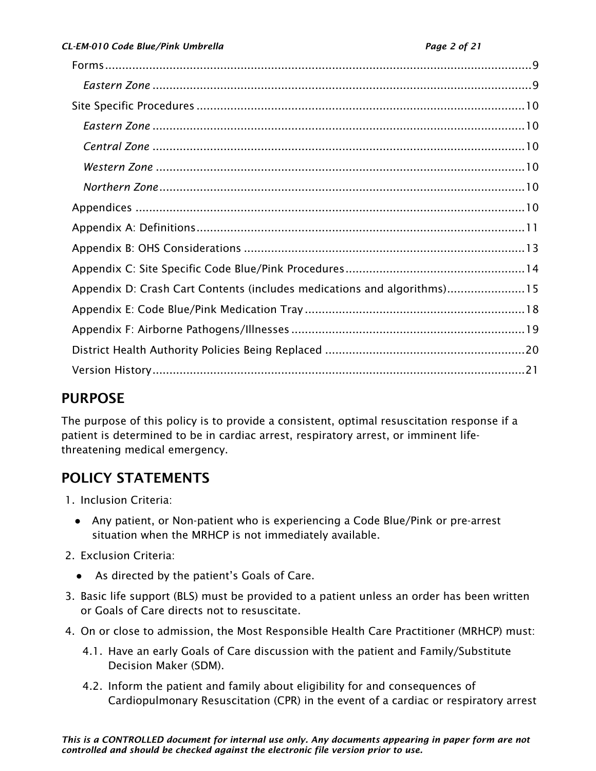Forms ..... 9

*Eastern Zone* ..... 9

Site Specific Procedures ..... 10

*Eastern Zone* ..... 10

*Central Zone* ..... 10

*Western Zone* ..... 10

*Northern Zone* ..... 10

Appendices ..... 10

Appendix A: Definitions ..... 11

Appendix B: OHS Considerations ..... 13

Appendix C: Site Specific Code Blue/Pink Procedures ..... 14

Appendix D: Crash Cart Contents (includes medications and algorithms) ..... 15

Appendix E: Code Blue/Pink Medication Tray ..... 18

Appendix F: Airborne Pathogens/Illnesses ..... 19

District Health Authority Policies Being Replaced ..... 20

Version History ..... 21

## PURPOSE

The purpose of this policy is to provide a consistent, optimal resuscitation response if a patient is determined to be in cardiac arrest, respiratory arrest, or imminent life-threatening medical emergency.

## POLICY STATEMENTS

1. Inclusion Criteria:
   - Any patient, or Non-patient who is experiencing a Code Blue/Pink or pre-arrest situation when the MRHCP is not immediately available.
2. Exclusion Criteria:
   - As directed by the patient's Goals of Care.
3. Basic life support (BLS) must be provided to a patient unless an order has been written or Goals of Care directs not to resuscitate.
4. On or close to admission, the Most Responsible Health Care Practitioner (MRHCP) must:
   - 4.1. Have an early Goals of Care discussion with the patient and Family/Substitute Decision Maker (SDM).
   - 4.2. Inform the patient and family about eligibility for and consequences of Cardiopulmonary Resuscitation (CPR) in the event of a cardiac or respiratory arrest

*This is a CONTROLLED document for internal use only. Any documents appearing in paper form are not controlled and should be checked against the electronic file version prior to use.*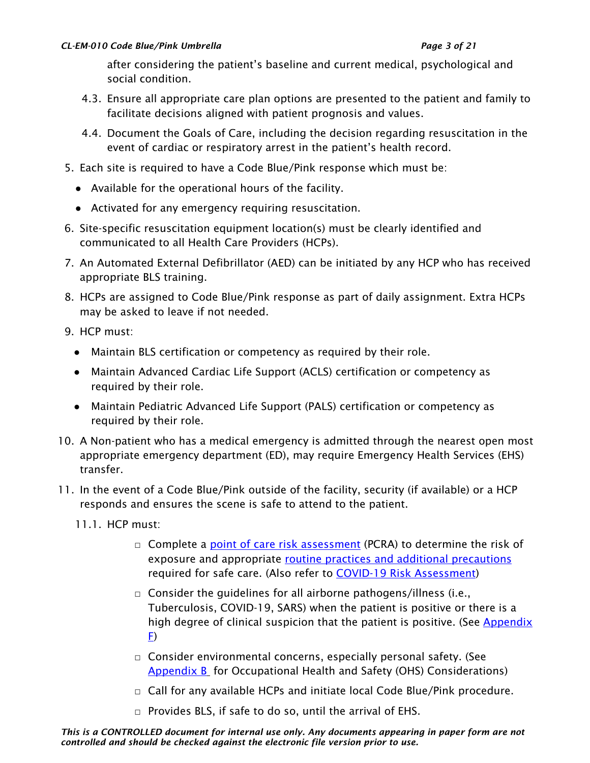after considering the patient's baseline and current medical, psychological and social condition.

4.3. Ensure all appropriate care plan options are presented to the patient and family to facilitate decisions aligned with patient prognosis and values.

4.4. Document the Goals of Care, including the decision regarding resuscitation in the event of cardiac or respiratory arrest in the patient's health record.

5. Each site is required to have a Code Blue/Pink response which must be:
   - Available for the operational hours of the facility.
   - Activated for any emergency requiring resuscitation.

6. Site-specific resuscitation equipment location(s) must be clearly identified and communicated to all Health Care Providers (HCPs).

7. An Automated External Defibrillator (AED) can be initiated by any HCP who has received appropriate BLS training.

8. HCPs are assigned to Code Blue/Pink response as part of daily assignment. Extra HCPs may be asked to leave if not needed.

9. HCP must:
   - Maintain BLS certification or competency as required by their role.
   - Maintain Advanced Cardiac Life Support (ACLS) certification or competency as required by their role.
   - Maintain Pediatric Advanced Life Support (PALS) certification or competency as required by their role.

10. A Non-patient who has a medical emergency is admitted through the nearest open most appropriate emergency department (ED), may require Emergency Health Services (EHS) transfer.

11. In the event of a Code Blue/Pink outside of the facility, security (if available) or a HCP responds and ensures the scene is safe to attend to the patient.

    11.1. HCP must:

    - ☐ Complete a point of care risk assessment (PCRA) to determine the risk of exposure and appropriate routine practices and additional precautions required for safe care. (Also refer to COVID-19 Risk Assessment)
    - ☐ Consider the guidelines for all airborne pathogens/illness (i.e., Tuberculosis, COVID-19, SARS) when the patient is positive or there is a high degree of clinical suspicion that the patient is positive. (See Appendix F)
    - ☐ Consider environmental concerns, especially personal safety. (See Appendix B for Occupational Health and Safety (OHS) Considerations)
    - ☐ Call for any available HCPs and initiate local Code Blue/Pink procedure.
    - ☐ Provides BLS, if safe to do so, until the arrival of EHS.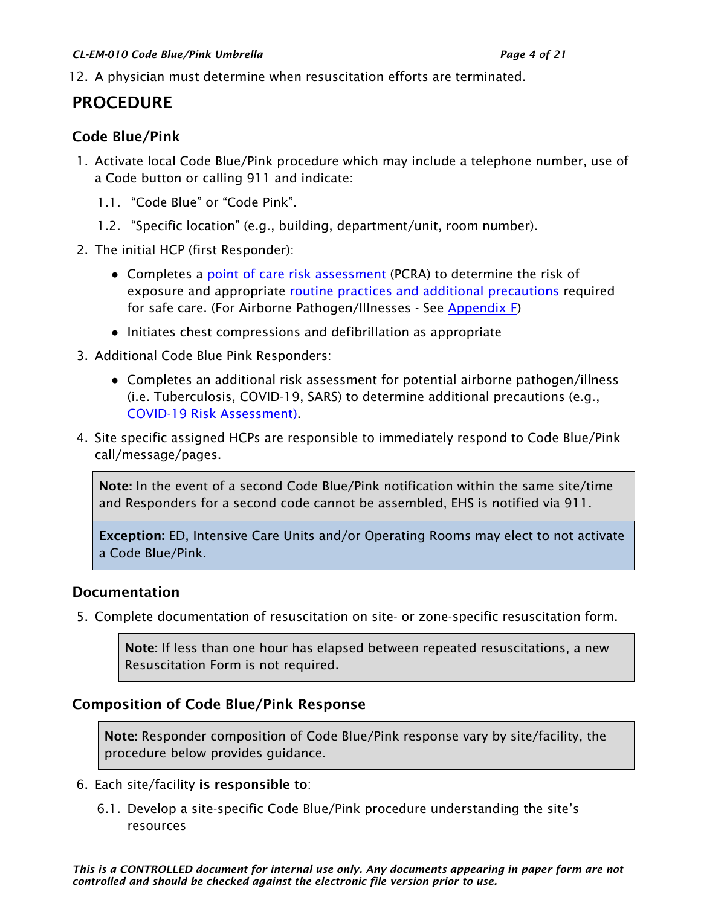12. A physician must determine when resuscitation efforts are terminated.

# PROCEDURE

## Code Blue/Pink

1. Activate local Code Blue/Pink procedure which may include a telephone number, use of a Code button or calling 911 and indicate:

   1.1. "Code Blue" or "Code Pink".

   1.2. "Specific location" (e.g., building, department/unit, room number).

2. The initial HCP (first Responder):

   - Completes a point of care risk assessment (PCRA) to determine the risk of exposure and appropriate routine practices and additional precautions required for safe care. (For Airborne Pathogen/Illnesses - See Appendix F)
   - Initiates chest compressions and defibrillation as appropriate

3. Additional Code Blue Pink Responders:

   - Completes an additional risk assessment for potential airborne pathogen/illness (i.e. Tuberculosis, COVID-19, SARS) to determine additional precautions (e.g., COVID-19 Risk Assessment).

4. Site specific assigned HCPs are responsible to immediately respond to Code Blue/Pink call/message/pages.

> **Note:** In the event of a second Code Blue/Pink notification within the same site/time and Responders for a second code cannot be assembled, EHS is notified via 911.

> **Exception:** ED, Intensive Care Units and/or Operating Rooms may elect to not activate a Code Blue/Pink.

## Documentation

5. Complete documentation of resuscitation on site- or zone-specific resuscitation form.

> **Note:** If less than one hour has elapsed between repeated resuscitations, a new Resuscitation Form is not required.

## Composition of Code Blue/Pink Response

> **Note:** Responder composition of Code Blue/Pink response vary by site/facility, the procedure below provides guidance.

6. Each site/facility **is responsible to**:

   6.1. Develop a site-specific Code Blue/Pink procedure understanding the site's resources

*This is a CONTROLLED document for internal use only. Any documents appearing in paper form are not controlled and should be checked against the electronic file version prior to use.*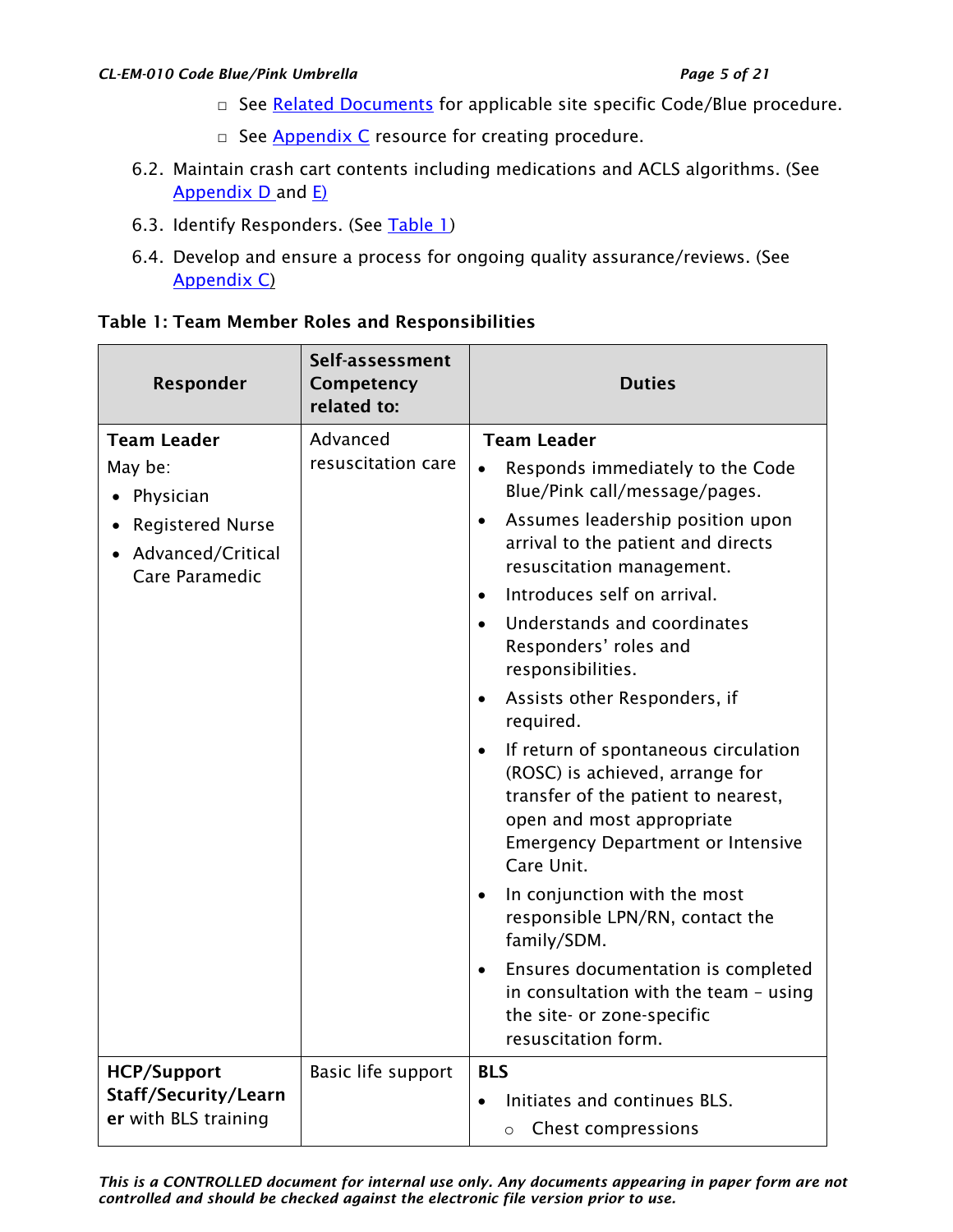- ☐ See [Related Documents](#) for applicable site specific Code/Blue procedure.
- ☐ See [Appendix C](#) resource for creating procedure.

6.2. Maintain crash cart contents including medications and ACLS algorithms. (See [Appendix D](#) and [E](#)))

6.3. Identify Responders. (See [Table 1](#))

6.4. Develop and ensure a process for ongoing quality assurance/reviews. (See [Appendix C](#)))

**Table 1: Team Member Roles and Responsibilities**

| Responder | Self-assessment Competency related to: | Duties |
|---|---|---|
| **Team Leader**<br>May be:<br>• Physician<br>• Registered Nurse<br>• Advanced/Critical Care Paramedic | Advanced resuscitation care | **Team Leader**<br>• Responds immediately to the Code Blue/Pink call/message/pages.<br>• Assumes leadership position upon arrival to the patient and directs resuscitation management.<br>• Introduces self on arrival.<br>• Understands and coordinates Responders' roles and responsibilities.<br>• Assists other Responders, if required.<br>• If return of spontaneous circulation (ROSC) is achieved, arrange for transfer of the patient to nearest, open and most appropriate Emergency Department or Intensive Care Unit.<br>• In conjunction with the most responsible LPN/RN, contact the family/SDM.<br>• Ensures documentation is completed in consultation with the team – using the site- or zone-specific resuscitation form. |
| **HCP/Support Staff/Security/Learner** with BLS training | Basic life support | **BLS**<br>• Initiates and continues BLS.<br>&nbsp;&nbsp;○ Chest compressions |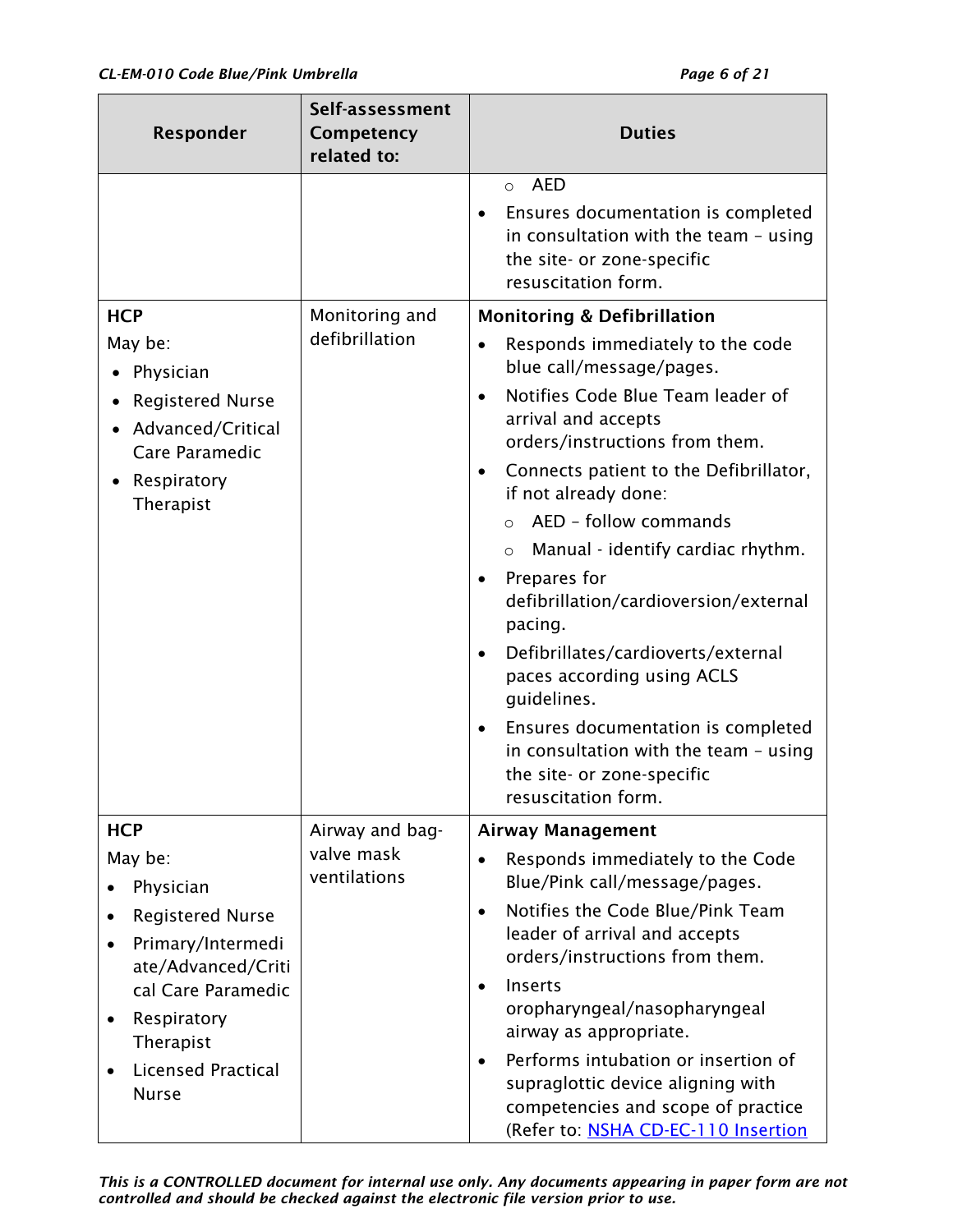| Responder | Self-assessment Competency related to: | Duties |
|---|---|---|
| | | ○ AED<br>• Ensures documentation is completed in consultation with the team – using the site- or zone-specific resuscitation form. |
| **HCP**<br>May be:<br>• Physician<br>• Registered Nurse<br>• Advanced/Critical Care Paramedic<br>• Respiratory Therapist | Monitoring and defibrillation | **Monitoring & Defibrillation**<br>• Responds immediately to the code blue call/message/pages.<br>• Notifies Code Blue Team leader of arrival and accepts orders/instructions from them.<br>• Connects patient to the Defibrillator, if not already done:<br>○ AED – follow commands<br>○ Manual - identify cardiac rhythm.<br>• Prepares for defibrillation/cardioversion/external pacing.<br>• Defibrillates/cardioverts/external paces according using ACLS guidelines.<br>• Ensures documentation is completed in consultation with the team – using the site- or zone-specific resuscitation form. |
| **HCP**<br>May be:<br>• Physician<br>• Registered Nurse<br>• Primary/Intermediate/Advanced/Critical Care Paramedic<br>• Respiratory Therapist<br>• Licensed Practical Nurse | Airway and bag-valve mask ventilations | **Airway Management**<br>• Responds immediately to the Code Blue/Pink call/message/pages.<br>• Notifies the Code Blue/Pink Team leader of arrival and accepts orders/instructions from them.<br>• Inserts oropharyngeal/nasopharyngeal airway as appropriate.<br>• Performs intubation or insertion of supraglottic device aligning with competencies and scope of practice (Refer to: NSHA CD-EC-110 Insertion |

*This is a CONTROLLED document for internal use only. Any documents appearing in paper form are not controlled and should be checked against the electronic file version prior to use.*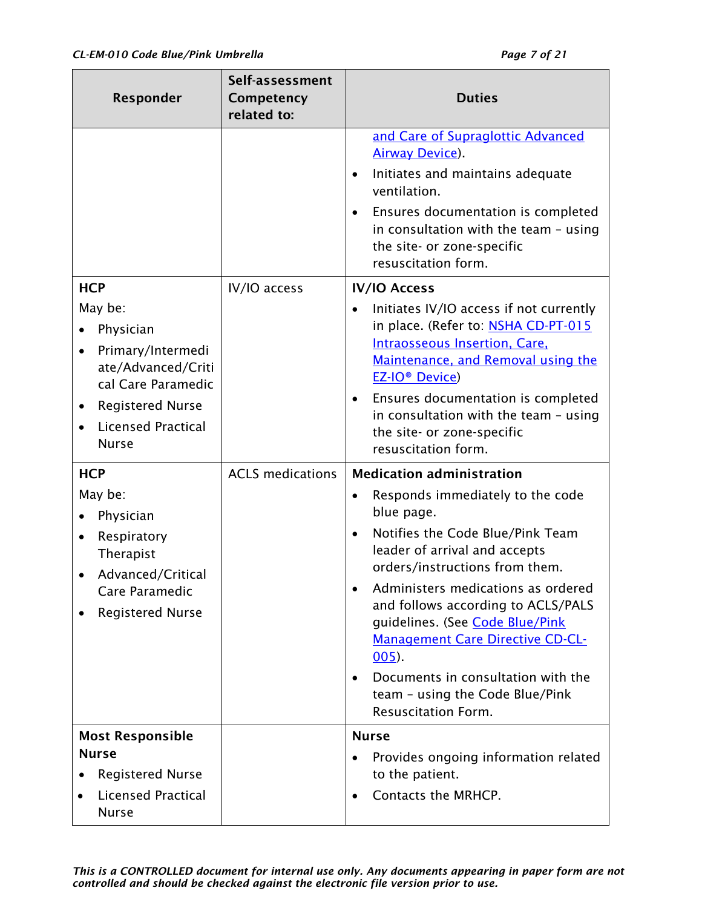| Responder | Self-assessment Competency related to: | Duties |
|---|---|---|
| | | and Care of Supraglottic Advanced Airway Device).<br>• Initiates and maintains adequate ventilation.<br>• Ensures documentation is completed in consultation with the team – using the site- or zone-specific resuscitation form. |
| **HCP**<br>May be:<br>• Physician<br>• Primary/Intermediate/Advanced/Critical Care Paramedic<br>• Registered Nurse<br>• Licensed Practical Nurse | IV/IO access | **IV/IO Access**<br>• Initiates IV/IO access if not currently in place. (Refer to: NSHA CD-PT-015 Intraosseous Insertion, Care, Maintenance, and Removal using the EZ-IO® Device)<br>• Ensures documentation is completed in consultation with the team – using the site- or zone-specific resuscitation form. |
| **HCP**<br>May be:<br>• Physician<br>• Respiratory Therapist<br>• Advanced/Critical Care Paramedic<br>• Registered Nurse | ACLS medications | **Medication administration**<br>• Responds immediately to the code blue page.<br>• Notifies the Code Blue/Pink Team leader of arrival and accepts orders/instructions from them.<br>• Administers medications as ordered and follows according to ACLS/PALS guidelines. (See Code Blue/Pink Management Care Directive CD-CL-005).<br>• Documents in consultation with the team – using the Code Blue/Pink Resuscitation Form. |
| **Most Responsible Nurse**<br>• Registered Nurse<br>• Licensed Practical Nurse | | **Nurse**<br>• Provides ongoing information related to the patient.<br>• Contacts the MRHCP. |

*This is a CONTROLLED document for internal use only. Any documents appearing in paper form are not controlled and should be checked against the electronic file version prior to use.*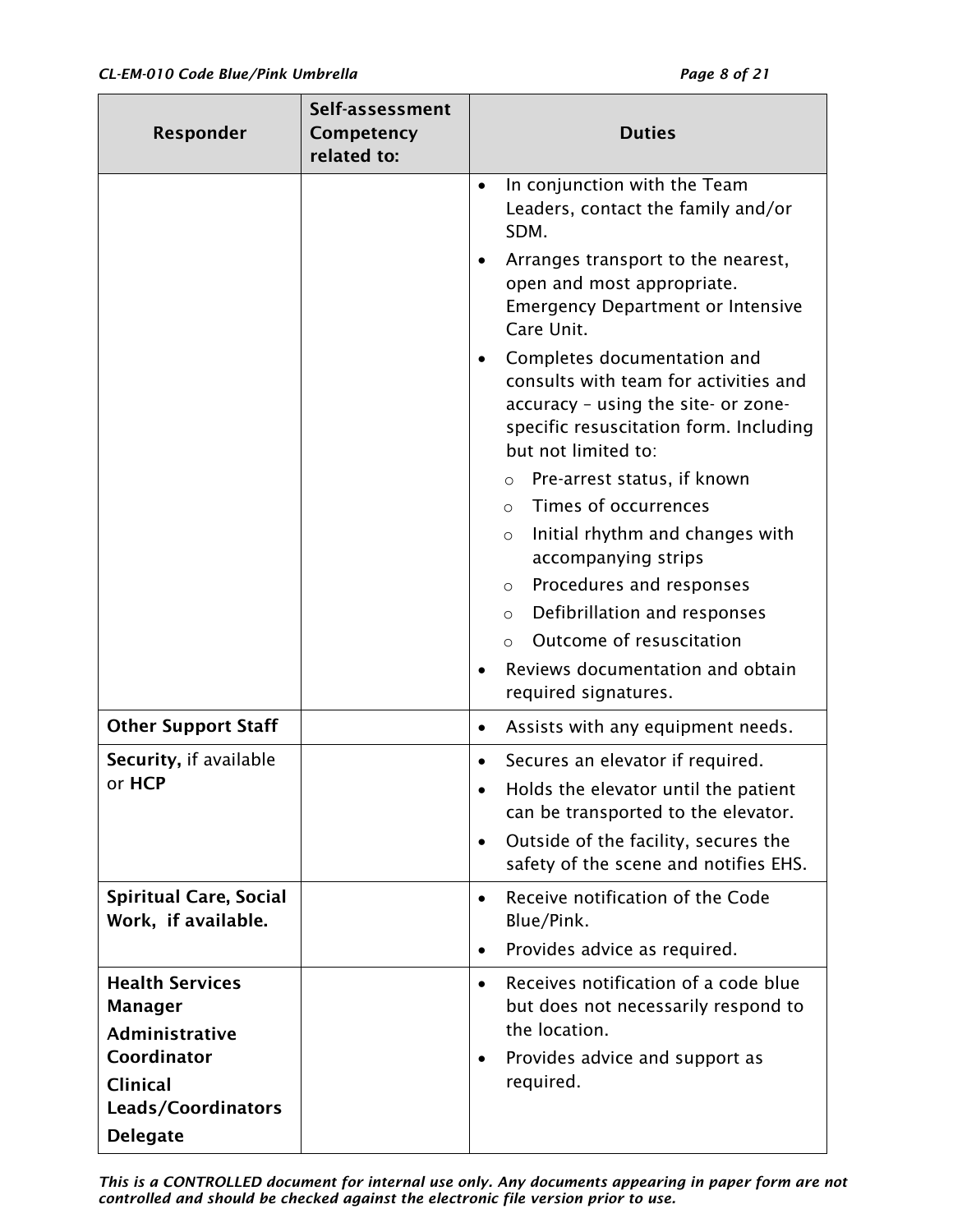| Responder | Self-assessment Competency related to: | Duties |
|---|---|---|
| | | • In conjunction with the Team Leaders, contact the family and/or SDM.<br>• Arranges transport to the nearest, open and most appropriate. Emergency Department or Intensive Care Unit.<br>• Completes documentation and consults with team for activities and accuracy – using the site- or zone-specific resuscitation form. Including but not limited to:<br>  ○ Pre-arrest status, if known<br>  ○ Times of occurrences<br>  ○ Initial rhythm and changes with accompanying strips<br>  ○ Procedures and responses<br>  ○ Defibrillation and responses<br>  ○ Outcome of resuscitation<br>• Reviews documentation and obtain required signatures. |
| **Other Support Staff** | | • Assists with any equipment needs. |
| **Security,** if available or **HCP** | | • Secures an elevator if required.<br>• Holds the elevator until the patient can be transported to the elevator.<br>• Outside of the facility, secures the safety of the scene and notifies EHS. |
| **Spiritual Care, Social Work, if available.** | | • Receive notification of the Code Blue/Pink.<br>• Provides advice as required. |
| **Health Services Manager**<br>**Administrative Coordinator**<br>**Clinical Leads/Coordinators**<br>**Delegate** | | • Receives notification of a code blue but does not necessarily respond to the location.<br>• Provides advice and support as required. |

*This is a CONTROLLED document for internal use only. Any documents appearing in paper form are not controlled and should be checked against the electronic file version prior to use.*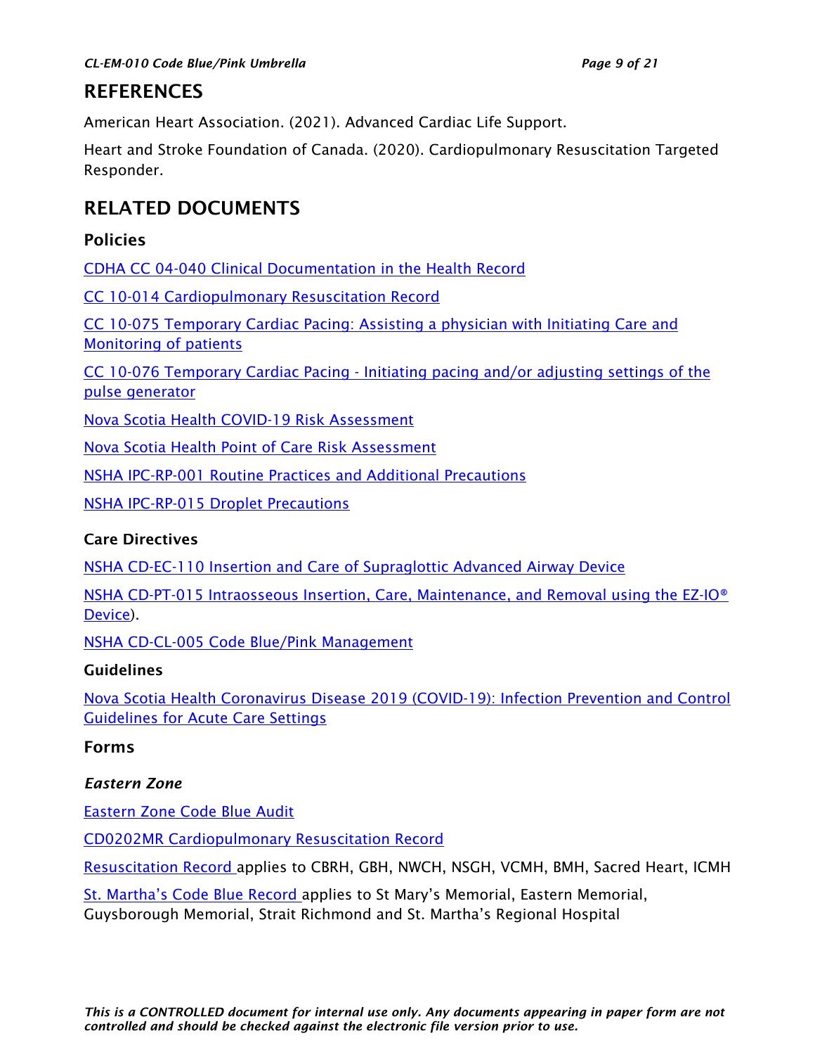## REFERENCES

American Heart Association. (2021). Advanced Cardiac Life Support.

Heart and Stroke Foundation of Canada. (2020). Cardiopulmonary Resuscitation Targeted Responder.

## RELATED DOCUMENTS

### Policies

CDHA CC 04-040 Clinical Documentation in the Health Record

CC 10-014 Cardiopulmonary Resuscitation Record

CC 10-075 Temporary Cardiac Pacing: Assisting a physician with Initiating Care and Monitoring of patients

CC 10-076 Temporary Cardiac Pacing - Initiating pacing and/or adjusting settings of the pulse generator

Nova Scotia Health COVID-19 Risk Assessment

Nova Scotia Health Point of Care Risk Assessment

NSHA IPC-RP-001 Routine Practices and Additional Precautions

NSHA IPC-RP-015 Droplet Precautions

### Care Directives

NSHA CD-EC-110 Insertion and Care of Supraglottic Advanced Airway Device

NSHA CD-PT-015 Intraosseous Insertion, Care, Maintenance, and Removal using the EZ-IO® Device).

NSHA CD-CL-005 Code Blue/Pink Management

### Guidelines

Nova Scotia Health Coronavirus Disease 2019 (COVID-19): Infection Prevention and Control Guidelines for Acute Care Settings

### Forms

*Eastern Zone*

Eastern Zone Code Blue Audit

CD0202MR Cardiopulmonary Resuscitation Record

Resuscitation Record applies to CBRH, GBH, NWCH, NSGH, VCMH, BMH, Sacred Heart, ICMH

St. Martha's Code Blue Record applies to St Mary's Memorial, Eastern Memorial, Guysborough Memorial, Strait Richmond and St. Martha's Regional Hospital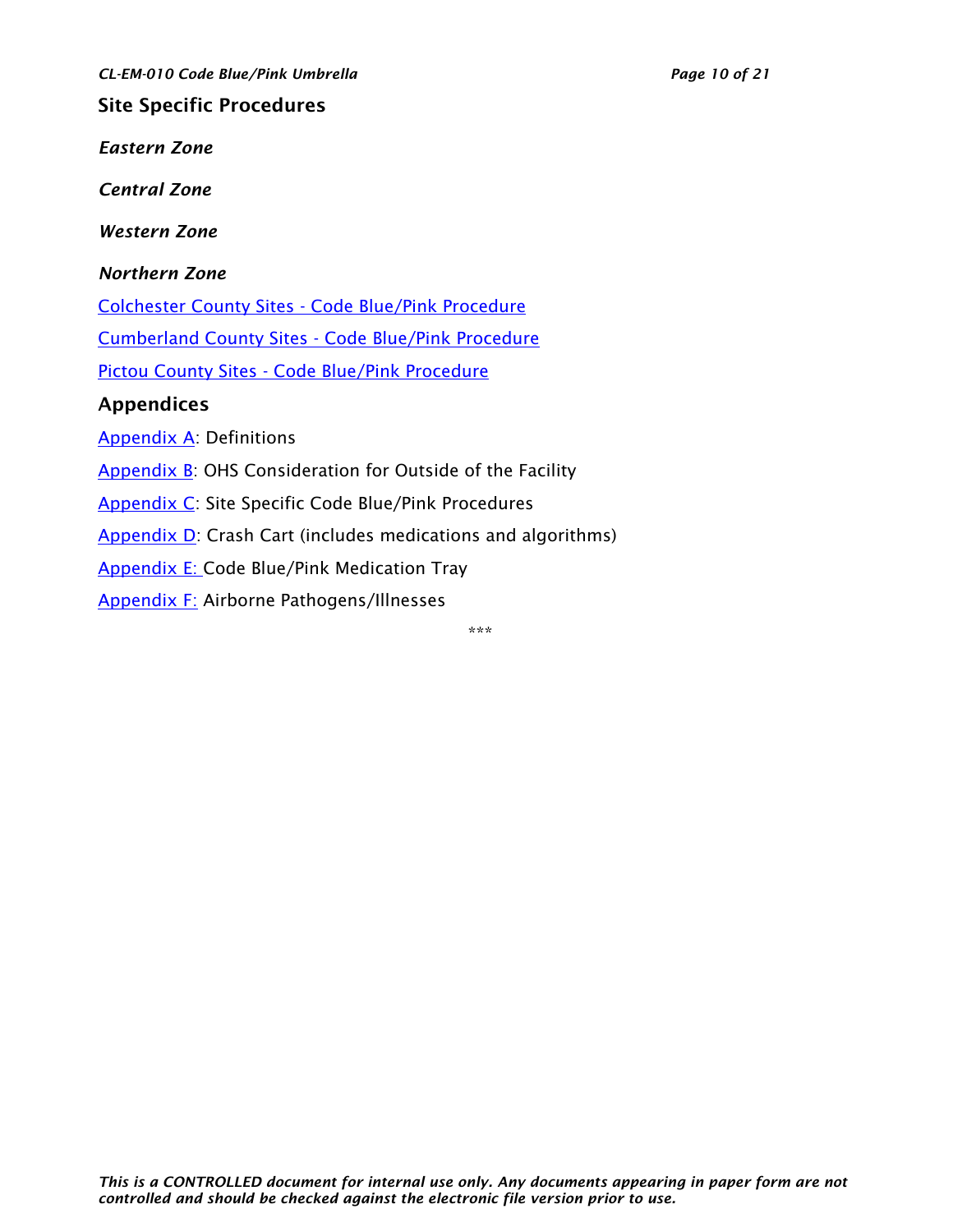## Site Specific Procedures

***Eastern Zone***

***Central Zone***

***Western Zone***

***Northern Zone***

Colchester County Sites - Code Blue/Pink Procedure

Cumberland County Sites - Code Blue/Pink Procedure

Pictou County Sites - Code Blue/Pink Procedure

## Appendices

Appendix A: Definitions

Appendix B: OHS Consideration for Outside of the Facility

Appendix C: Site Specific Code Blue/Pink Procedures

Appendix D: Crash Cart (includes medications and algorithms)

Appendix E: Code Blue/Pink Medication Tray

Appendix F: Airborne Pathogens/Illnesses

***

*This is a CONTROLLED document for internal use only. Any documents appearing in paper form are not controlled and should be checked against the electronic file version prior to use.*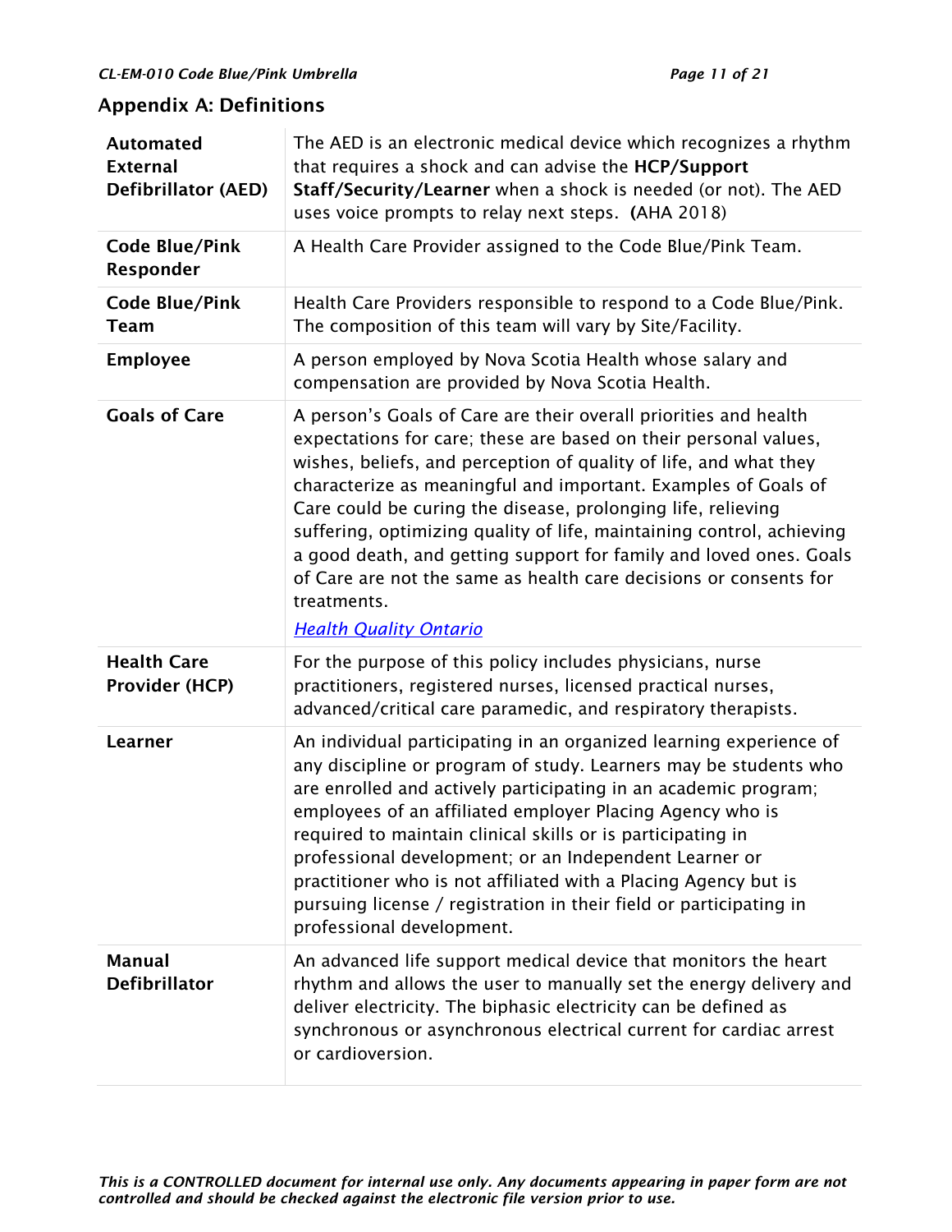## Appendix A: Definitions

| | |
|---|---|
| **Automated External Defibrillator (AED)** | The AED is an electronic medical device which recognizes a rhythm that requires a shock and can advise the **HCP/Support Staff/Security/Learner** when a shock is needed (or not). The AED uses voice prompts to relay next steps. **(**AHA 2018) |
| **Code Blue/Pink Responder** | A Health Care Provider assigned to the Code Blue/Pink Team. |
| **Code Blue/Pink Team** | Health Care Providers responsible to respond to a Code Blue/Pink. The composition of this team will vary by Site/Facility. |
| **Employee** | A person employed by Nova Scotia Health whose salary and compensation are provided by Nova Scotia Health. |
| **Goals of Care** | A person's Goals of Care are their overall priorities and health expectations for care; these are based on their personal values, wishes, beliefs, and perception of quality of life, and what they characterize as meaningful and important. Examples of Goals of Care could be curing the disease, prolonging life, relieving suffering, optimizing quality of life, maintaining control, achieving a good death, and getting support for family and loved ones. Goals of Care are not the same as health care decisions or consents for treatments. *Health Quality Ontario* |
| **Health Care Provider (HCP)** | For the purpose of this policy includes physicians, nurse practitioners, registered nurses, licensed practical nurses, advanced/critical care paramedic, and respiratory therapists. |
| **Learner** | An individual participating in an organized learning experience of any discipline or program of study. Learners may be students who are enrolled and actively participating in an academic program; employees of an affiliated employer Placing Agency who is required to maintain clinical skills or is participating in professional development; or an Independent Learner or practitioner who is not affiliated with a Placing Agency but is pursuing license / registration in their field or participating in professional development. |
| **Manual Defibrillator** | An advanced life support medical device that monitors the heart rhythm and allows the user to manually set the energy delivery and deliver electricity. The biphasic electricity can be defined as synchronous or asynchronous electrical current for cardiac arrest or cardioversion. |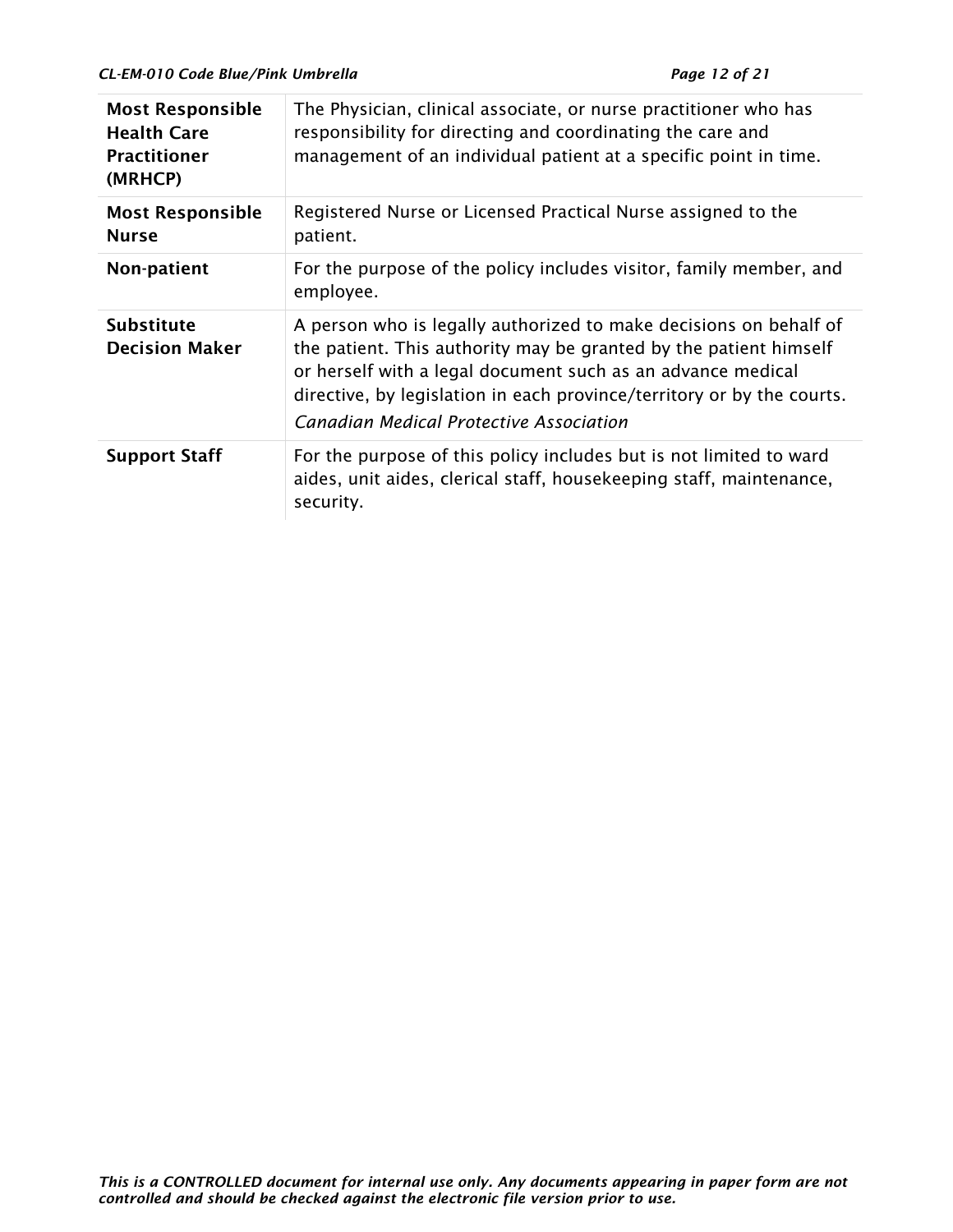| | |
|---|---|
| **Most Responsible Health Care Practitioner (MRHCP)** | The Physician, clinical associate, or nurse practitioner who has responsibility for directing and coordinating the care and management of an individual patient at a specific point in time. |
| **Most Responsible Nurse** | Registered Nurse or Licensed Practical Nurse assigned to the patient. |
| **Non-patient** | For the purpose of the policy includes visitor, family member, and employee. |
| **Substitute Decision Maker** | A person who is legally authorized to make decisions on behalf of the patient. This authority may be granted by the patient himself or herself with a legal document such as an advance medical directive, by legislation in each province/territory or by the courts. *Canadian Medical Protective Association* |
| **Support Staff** | For the purpose of this policy includes but is not limited to ward aides, unit aides, clerical staff, housekeeping staff, maintenance, security. |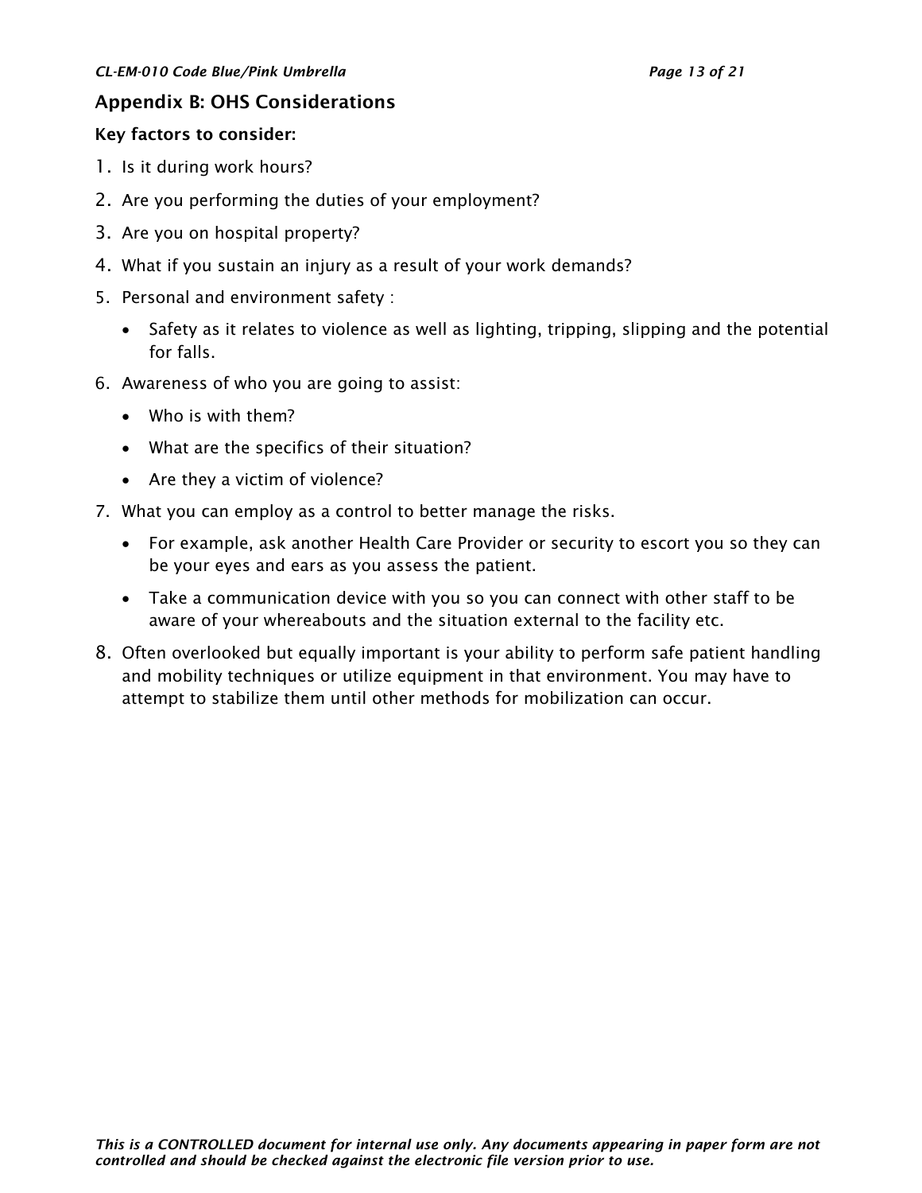## Appendix B: OHS Considerations

**Key factors to consider:**

1. Is it during work hours?
2. Are you performing the duties of your employment?
3. Are you on hospital property?
4. What if you sustain an injury as a result of your work demands?
5. Personal and environment safety :
   - Safety as it relates to violence as well as lighting, tripping, slipping and the potential for falls.
6. Awareness of who you are going to assist:
   - Who is with them?
   - What are the specifics of their situation?
   - Are they a victim of violence?
7. What you can employ as a control to better manage the risks.
   - For example, ask another Health Care Provider or security to escort you so they can be your eyes and ears as you assess the patient.
   - Take a communication device with you so you can connect with other staff to be aware of your whereabouts and the situation external to the facility etc.
8. Often overlooked but equally important is your ability to perform safe patient handling and mobility techniques or utilize equipment in that environment. You may have to attempt to stabilize them until other methods for mobilization can occur.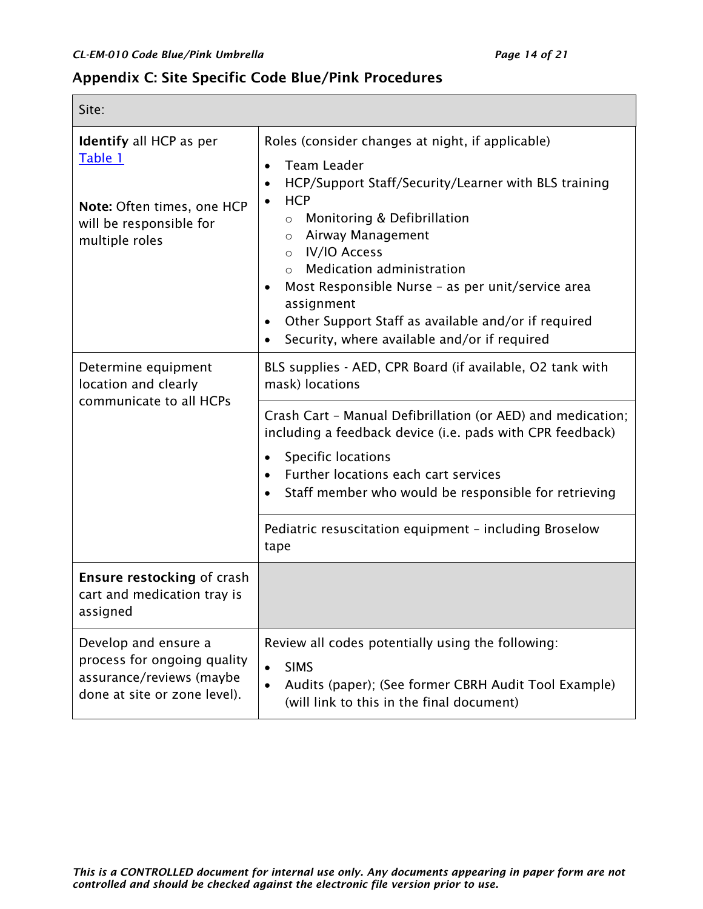## Appendix C: Site Specific Code Blue/Pink Procedures

| Site: | |
|---|---|
| **Identify** all HCP as per [Table 1](#)<br><br>**Note:** Often times, one HCP will be responsible for multiple roles | Roles (consider changes at night, if applicable)<br>• Team Leader<br>• HCP/Support Staff/Security/Learner with BLS training<br>• HCP<br>  ○ Monitoring & Defibrillation<br>  ○ Airway Management<br>  ○ IV/IO Access<br>  ○ Medication administration<br>• Most Responsible Nurse – as per unit/service area assignment<br>• Other Support Staff as available and/or if required<br>• Security, where available and/or if required |
| Determine equipment location and clearly communicate to all HCPs | BLS supplies - AED, CPR Board (if available, O2 tank with mask) locations |
| | Crash Cart – Manual Defibrillation (or AED) and medication; including a feedback device (i.e. pads with CPR feedback)<br>• Specific locations<br>• Further locations each cart services<br>• Staff member who would be responsible for retrieving |
| | Pediatric resuscitation equipment – including Broselow tape |
| **Ensure restocking** of crash cart and medication tray is assigned | |
| Develop and ensure a process for ongoing quality assurance/reviews (maybe done at site or zone level). | Review all codes potentially using the following:<br>• SIMS<br>• Audits (paper); (See former CBRH Audit Tool Example) (will link to this in the final document) |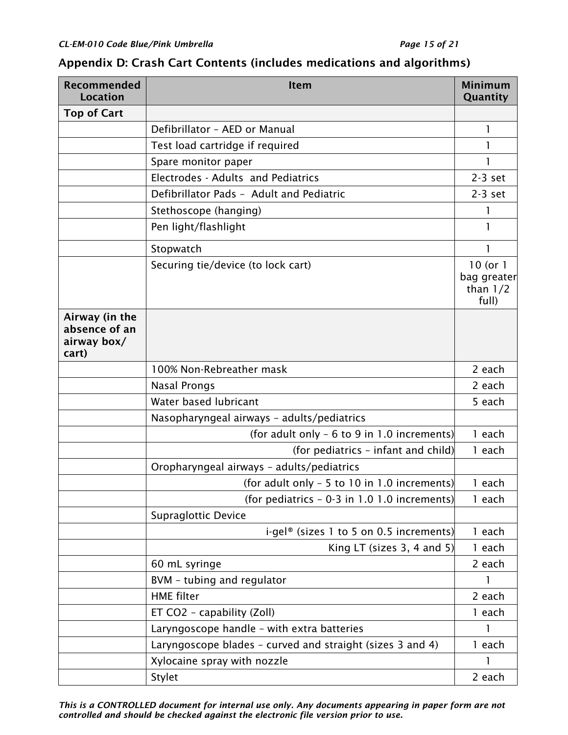## Appendix D: Crash Cart Contents (includes medications and algorithms)

| Recommended Location | Item | Minimum Quantity |
|---|---|---|
| **Top of Cart** | | |
| | Defibrillator – AED or Manual | 1 |
| | Test load cartridge if required | 1 |
| | Spare monitor paper | 1 |
| | Electrodes - Adults and Pediatrics | 2-3 set |
| | Defibrillator Pads – Adult and Pediatric | 2-3 set |
| | Stethoscope (hanging) | 1 |
| | Pen light/flashlight | 1 |
| | Stopwatch | 1 |
| | Securing tie/device (to lock cart) | 10 (or 1 bag greater than 1/2 full) |
| **Airway (in the absence of an airway box/ cart)** | | |
| | 100% Non-Rebreather mask | 2 each |
| | Nasal Prongs | 2 each |
| | Water based lubricant | 5 each |
| | Nasopharyngeal airways – adults/pediatrics | |
| | (for adult only – 6 to 9 in 1.0 increments) | 1 each |
| | (for pediatrics – infant and child) | 1 each |
| | Oropharyngeal airways – adults/pediatrics | |
| | (for adult only – 5 to 10 in 1.0 increments) | 1 each |
| | (for pediatrics – 0-3 in 1.0 1.0 increments) | 1 each |
| | Supraglottic Device | |
| | i-gel® (sizes 1 to 5 on 0.5 increments) | 1 each |
| | King LT (sizes 3, 4 and 5) | 1 each |
| | 60 mL syringe | 2 each |
| | BVM – tubing and regulator | 1 |
| | HME filter | 2 each |
| | ET $CO_2$ – capability (Zoll) | 1 each |
| | Laryngoscope handle – with extra batteries | 1 |
| | Laryngoscope blades – curved and straight (sizes 3 and 4) | 1 each |
| | Xylocaine spray with nozzle | 1 |
| | Stylet | 2 each |

*This is a CONTROLLED document for internal use only. Any documents appearing in paper form are not controlled and should be checked against the electronic file version prior to use.*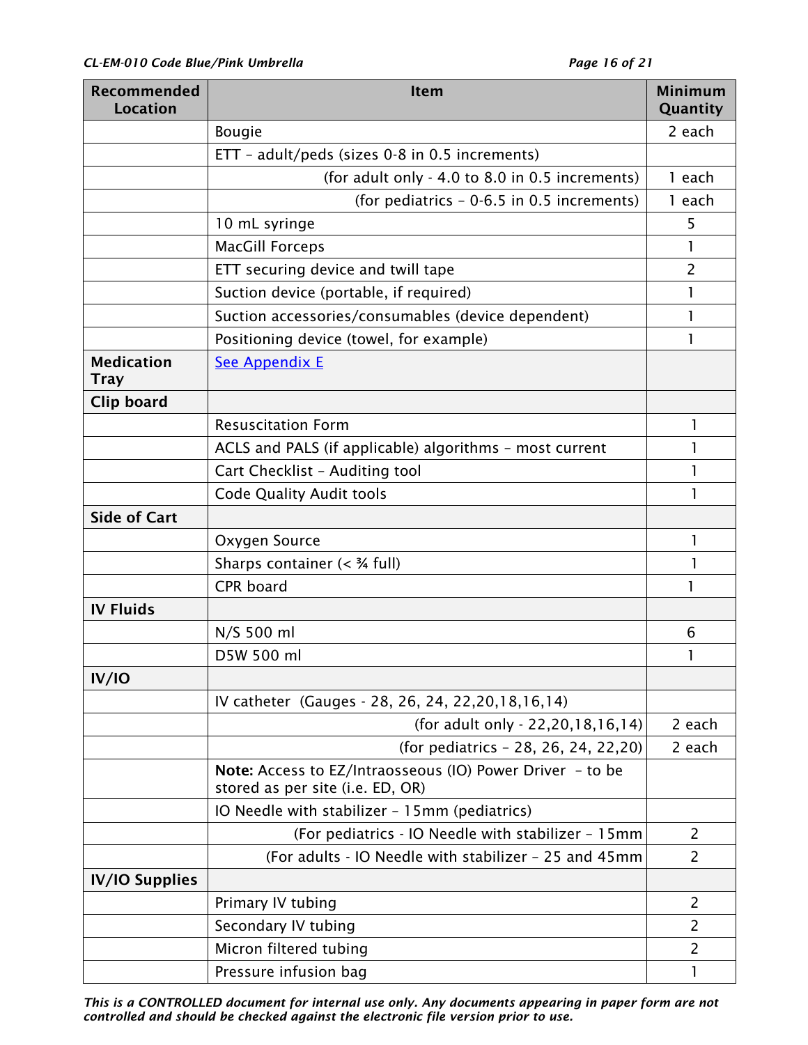| Recommended Location | Item | Minimum Quantity |
| --- | --- | --- |
| | Bougie | 2 each |
| | ETT – adult/peds (sizes 0-8 in 0.5 increments) | |
| | (for adult only - 4.0 to 8.0 in 0.5 increments) | 1 each |
| | (for pediatrics – 0-6.5 in 0.5 increments) | 1 each |
| | 10 mL syringe | 5 |
| | MacGill Forceps | 1 |
| | ETT securing device and twill tape | 2 |
| | Suction device (portable, if required) | 1 |
| | Suction accessories/consumables (device dependent) | 1 |
| | Positioning device (towel, for example) | 1 |
| **Medication Tray** | See Appendix E | |
| **Clip board** | | |
| | Resuscitation Form | 1 |
| | ACLS and PALS (if applicable) algorithms – most current | 1 |
| | Cart Checklist – Auditing tool | 1 |
| | Code Quality Audit tools | 1 |
| **Side of Cart** | | |
| | Oxygen Source | 1 |
| | Sharps container (< ¾ full) | 1 |
| | CPR board | 1 |
| **IV Fluids** | | |
| | N/S 500 ml | 6 |
| | D5W 500 ml | 1 |
| **IV/IO** | | |
| | IV catheter (Gauges - 28, 26, 24, 22,20,18,16,14) | |
| | (for adult only - 22,20,18,16,14) | 2 each |
| | (for pediatrics – 28, 26, 24, 22,20) | 2 each |
| | **Note:** Access to EZ/Intraosseous (IO) Power Driver – to be stored as per site (i.e. ED, OR) | |
| | IO Needle with stabilizer – 15mm (pediatrics) | |
| | (For pediatrics - IO Needle with stabilizer – 15mm | 2 |
| | (For adults - IO Needle with stabilizer – 25 and 45mm | 2 |
| **IV/IO Supplies** | | |
| | Primary IV tubing | 2 |
| | Secondary IV tubing | 2 |
| | Micron filtered tubing | 2 |
| | Pressure infusion bag | 1 |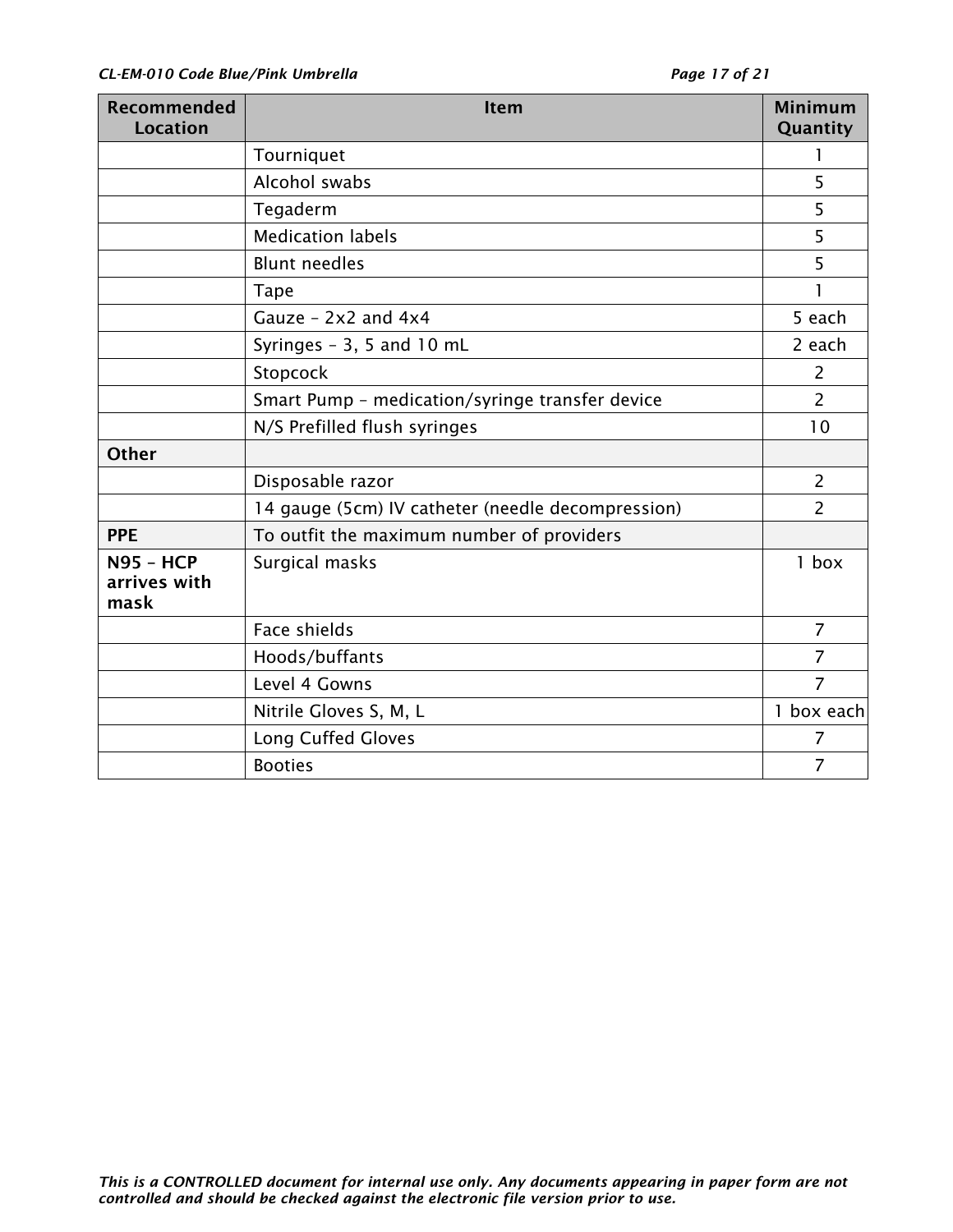| Recommended Location | Item | Minimum Quantity |
|---|---|---|
| | Tourniquet | 1 |
| | Alcohol swabs | 5 |
| | Tegaderm | 5 |
| | Medication labels | 5 |
| | Blunt needles | 5 |
| | Tape | 1 |
| | Gauze – 2x2 and 4x4 | 5 each |
| | Syringes – 3, 5 and 10 mL | 2 each |
| | Stopcock | 2 |
| | Smart Pump – medication/syringe transfer device | 2 |
| | N/S Prefilled flush syringes | 10 |
| **Other** | | |
| | Disposable razor | 2 |
| | 14 gauge (5cm) IV catheter (needle decompression) | 2 |
| **PPE** | To outfit the maximum number of providers | |
| **N95 – HCP arrives with mask** | Surgical masks | 1 box |
| | Face shields | 7 |
| | Hoods/buffants | 7 |
| | Level 4 Gowns | 7 |
| | Nitrile Gloves S, M, L | 1 box each |
| | Long Cuffed Gloves | 7 |
| | Booties | 7 |

*This is a CONTROLLED document for internal use only. Any documents appearing in paper form are not controlled and should be checked against the electronic file version prior to use.*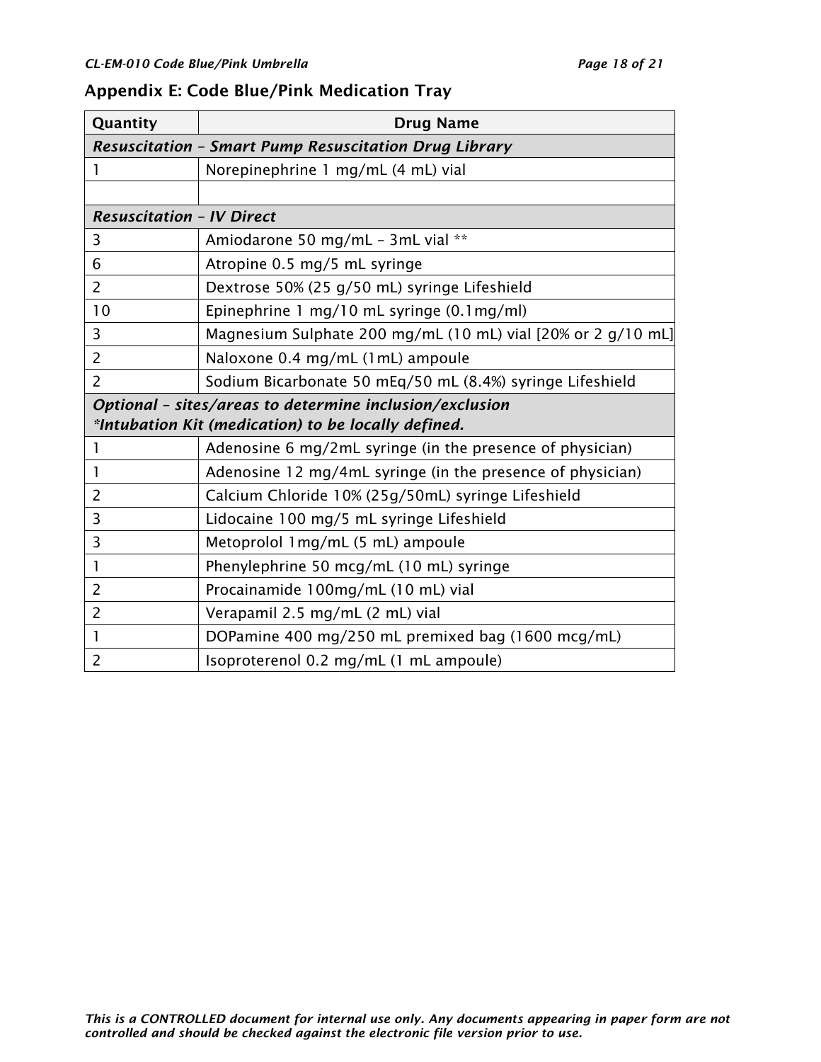## Appendix E: Code Blue/Pink Medication Tray

| Quantity | Drug Name |
|---|---|
| ***Resuscitation – Smart Pump Resuscitation Drug Library*** | |
| 1 | Norepinephrine 1 mg/mL (4 mL) vial |
| | |
| ***Resuscitation – IV Direct*** | |
| 3 | Amiodarone 50 mg/mL – 3mL vial ** |
| 6 | Atropine 0.5 mg/5 mL syringe |
| 2 | Dextrose 50% (25 g/50 mL) syringe Lifeshield |
| 10 | Epinephrine 1 mg/10 mL syringe (0.1mg/ml) |
| 3 | Magnesium Sulphate 200 mg/mL (10 mL) vial [20% or 2 g/10 mL] |
| 2 | Naloxone 0.4 mg/mL (1mL) ampoule |
| 2 | Sodium Bicarbonate 50 mEq/50 mL (8.4%) syringe Lifeshield |
| ***Optional – sites/areas to determine inclusion/exclusion*** <br> ****Intubation Kit (medication) to be locally defined.*** | |
| 1 | Adenosine 6 mg/2mL syringe (in the presence of physician) |
| 1 | Adenosine 12 mg/4mL syringe (in the presence of physician) |
| 2 | Calcium Chloride 10% (25g/50mL) syringe Lifeshield |
| 3 | Lidocaine 100 mg/5 mL syringe Lifeshield |
| 3 | Metoprolol 1mg/mL (5 mL) ampoule |
| 1 | Phenylephrine 50 mcg/mL (10 mL) syringe |
| 2 | Procainamide 100mg/mL (10 mL) vial |
| 2 | Verapamil 2.5 mg/mL (2 mL) vial |
| 1 | DOPamine 400 mg/250 mL premixed bag (1600 mcg/mL) |
| 2 | Isoproterenol 0.2 mg/mL (1 mL ampoule) |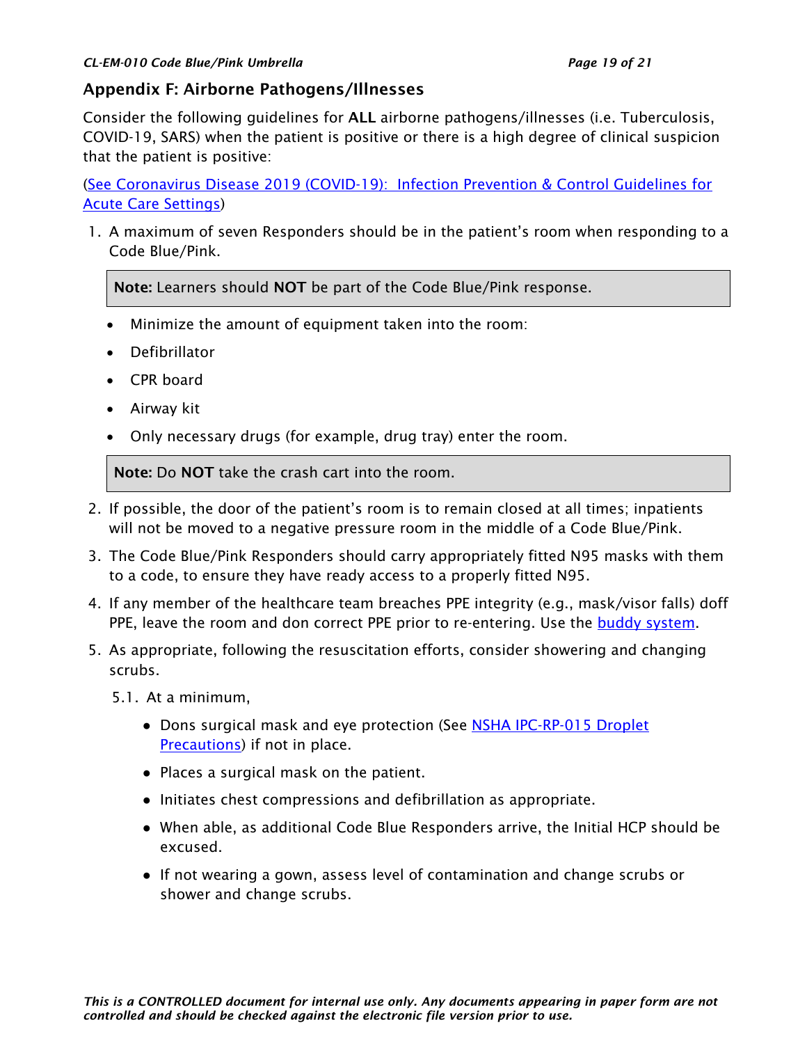## Appendix F: Airborne Pathogens/Illnesses

Consider the following guidelines for **ALL** airborne pathogens/illnesses (i.e. Tuberculosis, COVID-19, SARS) when the patient is positive or there is a high degree of clinical suspicion that the patient is positive:

([See Coronavirus Disease 2019 (COVID-19): Infection Prevention & Control Guidelines for Acute Care Settings](#))

1. A maximum of seven Responders should be in the patient's room when responding to a Code Blue/Pink.

   > **Note:** Learners should **NOT** be part of the Code Blue/Pink response.

   - Minimize the amount of equipment taken into the room:
   - Defibrillator
   - CPR board
   - Airway kit
   - Only necessary drugs (for example, drug tray) enter the room.

   > **Note:** Do **NOT** take the crash cart into the room.

2. If possible, the door of the patient's room is to remain closed at all times; inpatients will not be moved to a negative pressure room in the middle of a Code Blue/Pink.
3. The Code Blue/Pink Responders should carry appropriately fitted N95 masks with them to a code, to ensure they have ready access to a properly fitted N95.
4. If any member of the healthcare team breaches PPE integrity (e.g., mask/visor falls) doff PPE, leave the room and don correct PPE prior to re-entering. Use the [buddy system](#).
5. As appropriate, following the resuscitation efforts, consider showering and changing scrubs.

   5.1. At a minimum,

   - Dons surgical mask and eye protection (See [NSHA IPC-RP-015 Droplet Precautions](#)) if not in place.
   - Places a surgical mask on the patient.
   - Initiates chest compressions and defibrillation as appropriate.
   - When able, as additional Code Blue Responders arrive, the Initial HCP should be excused.
   - If not wearing a gown, assess level of contamination and change scrubs or shower and change scrubs.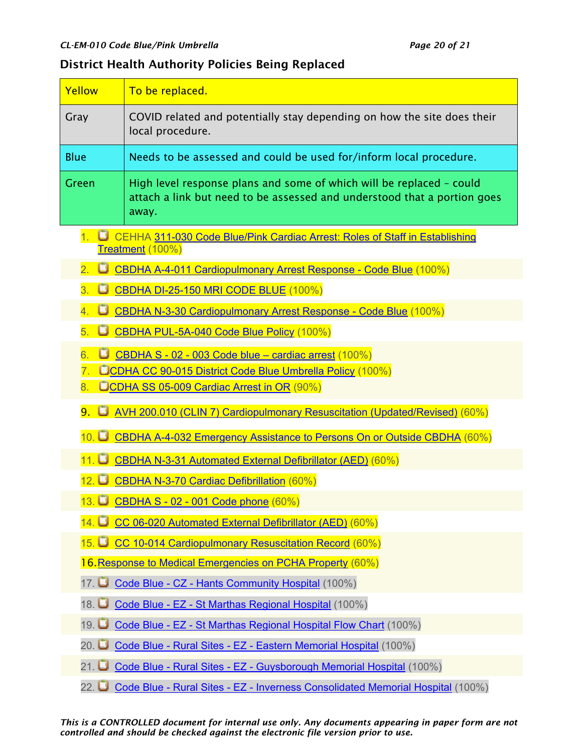## District Health Authority Policies Being Replaced

| | |
|---|---|
| Yellow | To be replaced. |
| Gray | COVID related and potentially stay depending on how the site does their local procedure. |
| Blue | Needs to be assessed and could be used for/inform local procedure. |
| Green | High level response plans and some of which will be replaced – could attach a link but need to be assessed and understood that a portion goes away. |

1. CEHHA 311-030 Code Blue/Pink Cardiac Arrest: Roles of Staff in Establishing Treatment (100%)
2. CBDHA A-4-011 Cardiopulmonary Arrest Response - Code Blue (100%)
3. CBDHA DI-25-150 MRI CODE BLUE (100%)
4. CBDHA N-3-30 Cardiopulmonary Arrest Response - Code Blue (100%)
5. CBDHA PUL-5A-040 Code Blue Policy (100%)
6. CBDHA S - 02 - 003 Code blue – cardiac arrest (100%)
7. CDHA CC 90-015 District Code Blue Umbrella Policy (100%)
8. CDHA SS 05-009 Cardiac Arrest in OR (90%)
9. AVH 200.010 (CLIN 7) Cardiopulmonary Resuscitation (Updated/Revised) (60%)
10. CBDHA A-4-032 Emergency Assistance to Persons On or Outside CBDHA (60%)
11. CBDHA N-3-31 Automated External Defibrillator (AED) (60%)
12. CBDHA N-3-70 Cardiac Defibrillation (60%)
13. CBDHA S - 02 - 001 Code phone (60%)
14. CC 06-020 Automated External Defibrillator (AED) (60%)
15. CC 10-014 Cardiopulmonary Resuscitation Record (60%)
16. Response to Medical Emergencies on PCHA Property (60%)
17. Code Blue - CZ - Hants Community Hospital (100%)
18. Code Blue - EZ - St Marthas Regional Hospital (100%)
19. Code Blue - EZ - St Marthas Regional Hospital Flow Chart (100%)
20. Code Blue - Rural Sites - EZ - Eastern Memorial Hospital (100%)
21. Code Blue - Rural Sites - EZ - Guysborough Memorial Hospital (100%)
22. Code Blue - Rural Sites - EZ - Inverness Consolidated Memorial Hospital (100%)

*This is a CONTROLLED document for internal use only. Any documents appearing in paper form are not controlled and should be checked against the electronic file version prior to use.*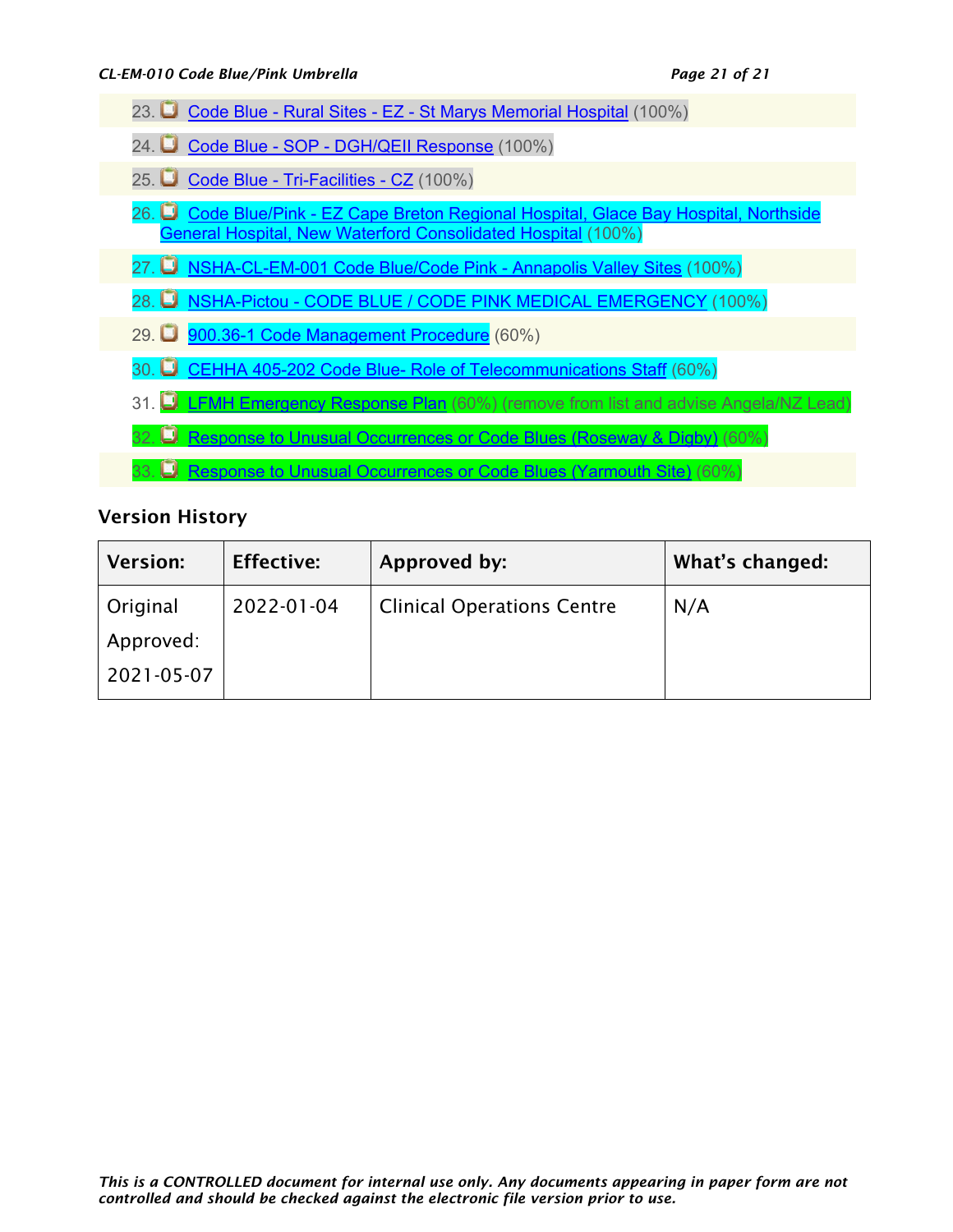23. Code Blue - Rural Sites - EZ - St Marys Memorial Hospital (100%)
24. Code Blue - SOP - DGH/QEII Response (100%)
25. Code Blue - Tri-Facilities - CZ (100%)
26. Code Blue/Pink - EZ Cape Breton Regional Hospital, Glace Bay Hospital, Northside General Hospital, New Waterford Consolidated Hospital (100%)
27. NSHA-CL-EM-001 Code Blue/Code Pink - Annapolis Valley Sites (100%)
28. NSHA-Pictou - CODE BLUE / CODE PINK MEDICAL EMERGENCY (100%)
29. 900.36-1 Code Management Procedure (60%)
30. CEHHA 405-202 Code Blue- Role of Telecommunications Staff (60%)
31. LFMH Emergency Response Plan (60%) (remove from list and advise Angela/NZ Lead)
32. Response to Unusual Occurrences or Code Blues (Roseway & Digby) (60%)
33. Response to Unusual Occurrences or Code Blues (Yarmouth Site) (60%)

## Version History

| Version: | Effective: | Approved by: | What's changed: |
|---|---|---|---|
| Original Approved: 2021-05-07 | 2022-01-04 | Clinical Operations Centre | N/A |

*This is a CONTROLLED document for internal use only. Any documents appearing in paper form are not controlled and should be checked against the electronic file version prior to use.*